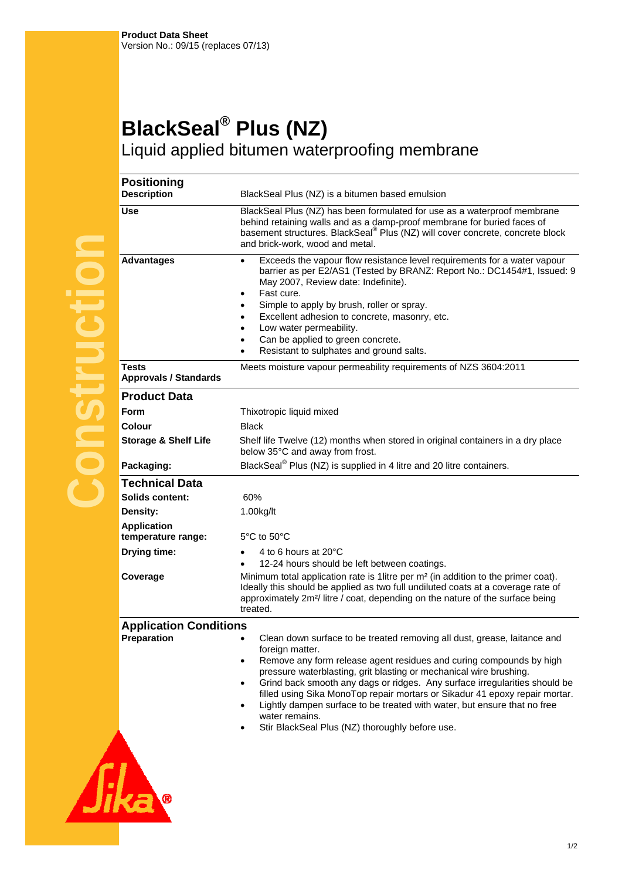**Product Data Sheet**
Version No.: 09/15 (replaces 07/13)

# BlackSeal® Plus (NZ)

## Liquid applied bitumen waterproofing membrane

## Positioning

**Description**

BlackSeal Plus (NZ) is a bitumen based emulsion

**Use**

BlackSeal Plus (NZ) has been formulated for use as a waterproof membrane behind retaining walls and as a damp-proof membrane for buried faces of basement structures. BlackSeal® Plus (NZ) will cover concrete, concrete block and brick-work, wood and metal.

**Advantages**

- Exceeds the vapour flow resistance level requirements for a water vapour barrier as per E2/AS1 (Tested by BRANZ: Report No.: DC1454#1, Issued: 9 May 2007, Review date: Indefinite).
- Fast cure.
- Simple to apply by brush, roller or spray.
- Excellent adhesion to concrete, masonry, etc.
- Low water permeability.
- Can be applied to green concrete.
- Resistant to sulphates and ground salts.

**Tests**
**Approvals / Standards**

Meets moisture vapour permeability requirements of NZS 3604:2011

## Product Data

**Form**

Thixotropic liquid mixed

**Colour**

Black

**Storage & Shelf Life**

Shelf life Twelve (12) months when stored in original containers in a dry place below 35°C and away from frost.

**Packaging:**

BlackSeal® Plus (NZ) is supplied in 4 litre and 20 litre containers.

## Technical Data

**Solids content:**

60%

**Density:**

1.00kg/lt

**Application temperature range:**

5°C to 50°C

**Drying time:**

- 4 to 6 hours at 20°C
- 12-24 hours should be left between coatings.

**Coverage**

Minimum total application rate is 1litre per m² (in addition to the primer coat). Ideally this should be applied as two full undiluted coats at a coverage rate of approximately 2m²/ litre / coat, depending on the nature of the surface being treated.

## Application Conditions

**Preparation**

- Clean down surface to be treated removing all dust, grease, laitance and foreign matter.
- Remove any form release agent residues and curing compounds by high pressure waterblasting, grit blasting or mechanical wire brushing.
- Grind back smooth any dags or ridges. Any surface irregularities should be filled using Sika MonoTop repair mortars or Sikadur 41 epoxy repair mortar.
- Lightly dampen surface to be treated with water, but ensure that no free water remains.
- Stir BlackSeal Plus (NZ) thoroughly before use.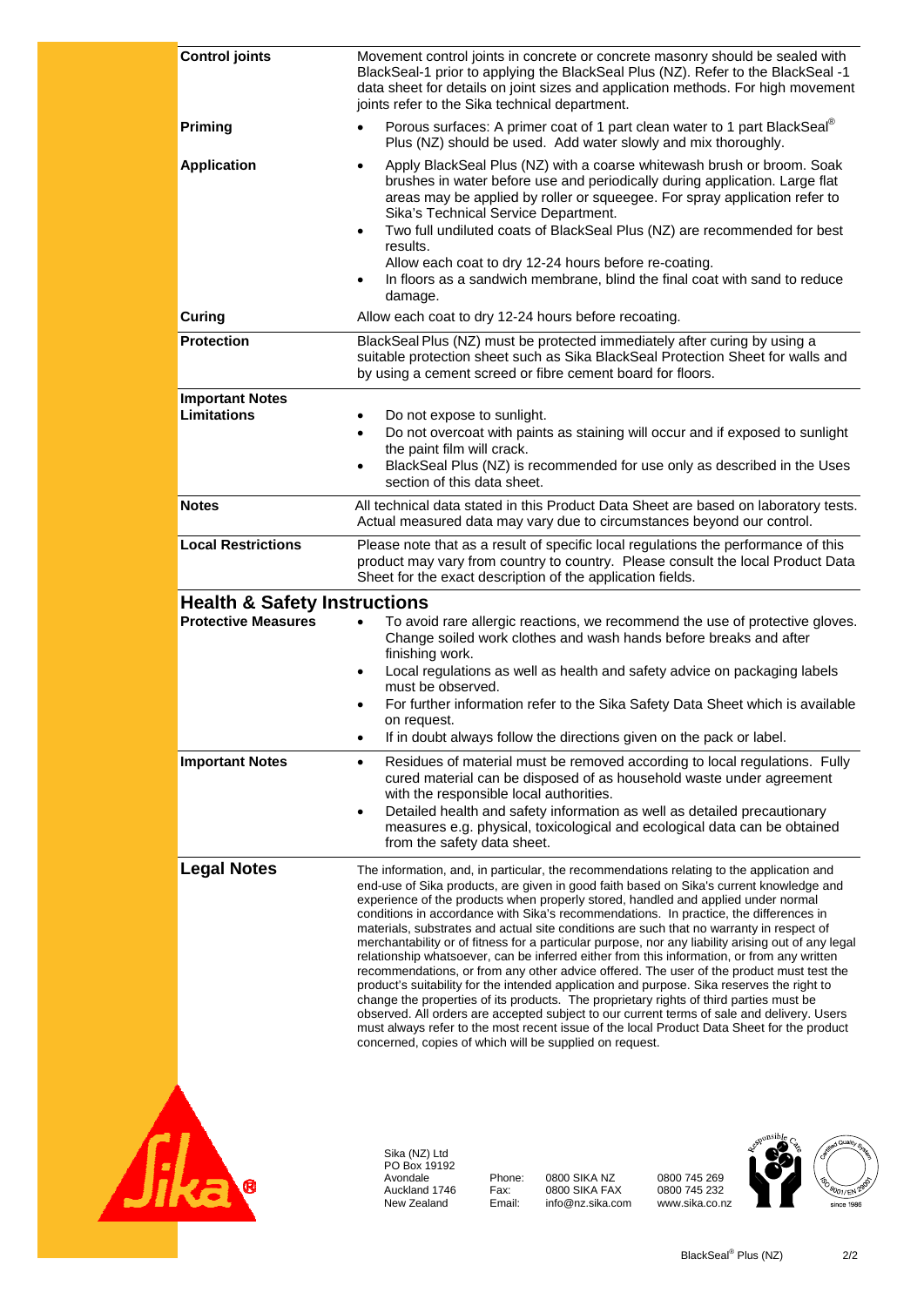**Control joints**

Movement control joints in concrete or concrete masonry should be sealed with BlackSeal-1 prior to applying the BlackSeal Plus (NZ). Refer to the BlackSeal -1 data sheet for details on joint sizes and application methods. For high movement joints refer to the Sika technical department.

**Priming**

- Porous surfaces: A primer coat of 1 part clean water to 1 part BlackSeal® Plus (NZ) should be used. Add water slowly and mix thoroughly.

**Application**

- Apply BlackSeal Plus (NZ) with a coarse whitewash brush or broom. Soak brushes in water before use and periodically during application. Large flat areas may be applied by roller or squeegee. For spray application refer to Sika's Technical Service Department.
- Two full undiluted coats of BlackSeal Plus (NZ) are recommended for best results.
  Allow each coat to dry 12-24 hours before re-coating.
- In floors as a sandwich membrane, blind the final coat with sand to reduce damage.

**Curing**

Allow each coat to dry 12-24 hours before recoating.

**Protection**

BlackSeal Plus (NZ) must be protected immediately after curing by using a suitable protection sheet such as Sika BlackSeal Protection Sheet for walls and by using a cement screed or fibre cement board for floors.

**Important Notes**
**Limitations**

- Do not expose to sunlight.
- Do not overcoat with paints as staining will occur and if exposed to sunlight the paint film will crack.
- BlackSeal Plus (NZ) is recommended for use only as described in the Uses section of this data sheet.

**Notes**

All technical data stated in this Product Data Sheet are based on laboratory tests. Actual measured data may vary due to circumstances beyond our control.

**Local Restrictions**

Please note that as a result of specific local regulations the performance of this product may vary from country to country. Please consult the local Product Data Sheet for the exact description of the application fields.

## Health & Safety Instructions

**Protective Measures**

- To avoid rare allergic reactions, we recommend the use of protective gloves. Change soiled work clothes and wash hands before breaks and after finishing work.
- Local regulations as well as health and safety advice on packaging labels must be observed.
- For further information refer to the Sika Safety Data Sheet which is available on request.
- If in doubt always follow the directions given on the pack or label.

**Important Notes**

- Residues of material must be removed according to local regulations. Fully cured material can be disposed of as household waste under agreement with the responsible local authorities.
- Detailed health and safety information as well as detailed precautionary measures e.g. physical, toxicological and ecological data can be obtained from the safety data sheet.

## Legal Notes

The information, and, in particular, the recommendations relating to the application and end-use of Sika products, are given in good faith based on Sika's current knowledge and experience of the products when properly stored, handled and applied under normal conditions in accordance with Sika's recommendations. In practice, the differences in materials, substrates and actual site conditions are such that no warranty in respect of merchantability or of fitness for a particular purpose, nor any liability arising out of any legal relationship whatsoever, can be inferred either from this information, or from any written recommendations, or from any other advice offered. The user of the product must test the product's suitability for the intended application and purpose. Sika reserves the right to change the properties of its products. The proprietary rights of third parties must be observed. All orders are accepted subject to our current terms of sale and delivery. Users must always refer to the most recent issue of the local Product Data Sheet for the product concerned, copies of which will be supplied on request.

Sika (NZ) Ltd
PO Box 19192
Avondale
Auckland 1746
New Zealand

Phone: 0800 SIKA NZ 0800 745 269
Fax: 0800 SIKA FAX 0800 745 232
Email: info@nz.sika.com www.sika.co.nz